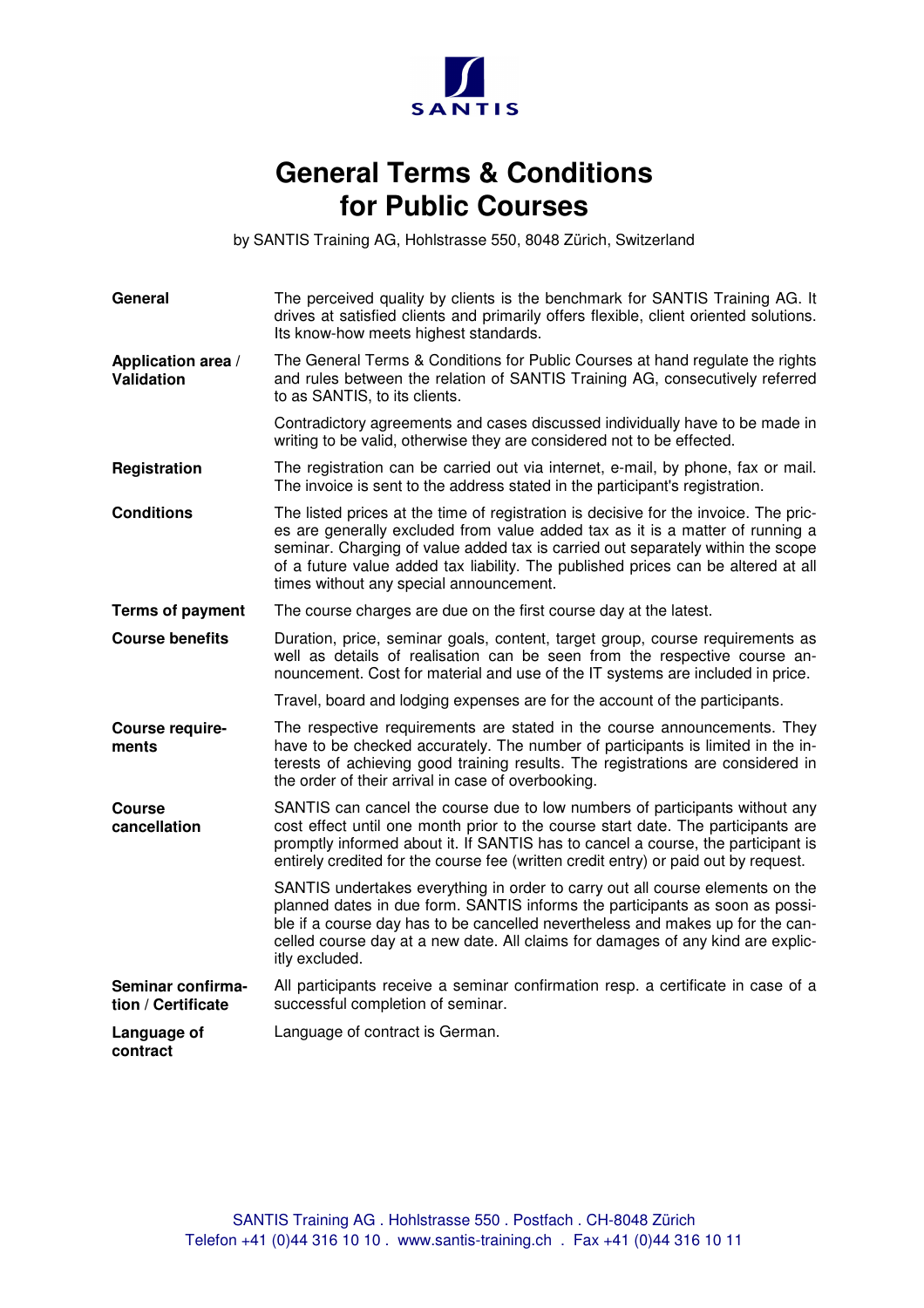SANTIS

# General Terms & Conditions for Public Courses

by SANTIS Training AG, Hohlstrasse 550, 8048 Zürich, Switzerland

**General**

The perceived quality by clients is the benchmark for SANTIS Training AG. It drives at satisfied clients and primarily offers flexible, client oriented solutions. Its know-how meets highest standards.

**Application area / Validation**

The General Terms & Conditions for Public Courses at hand regulate the rights and rules between the relation of SANTIS Training AG, consecutively referred to as SANTIS, to its clients.

Contradictory agreements and cases discussed individually have to be made in writing to be valid, otherwise they are considered not to be effected.

**Registration**

The registration can be carried out via internet, e-mail, by phone, fax or mail. The invoice is sent to the address stated in the participant's registration.

**Conditions**

The listed prices at the time of registration is decisive for the invoice. The prices are generally excluded from value added tax as it is a matter of running a seminar. Charging of value added tax is carried out separately within the scope of a future value added tax liability. The published prices can be altered at all times without any special announcement.

**Terms of payment**

The course charges are due on the first course day at the latest.

**Course benefits**

Duration, price, seminar goals, content, target group, course requirements as well as details of realisation can be seen from the respective course announcement. Cost for material and use of the IT systems are included in price.

Travel, board and lodging expenses are for the account of the participants.

**Course requirements**

The respective requirements are stated in the course announcements. They have to be checked accurately. The number of participants is limited in the interests of achieving good training results. The registrations are considered in the order of their arrival in case of overbooking.

**Course cancellation**

SANTIS can cancel the course due to low numbers of participants without any cost effect until one month prior to the course start date. The participants are promptly informed about it. If SANTIS has to cancel a course, the participant is entirely credited for the course fee (written credit entry) or paid out by request.

SANTIS undertakes everything in order to carry out all course elements on the planned dates in due form. SANTIS informs the participants as soon as possible if a course day has to be cancelled nevertheless and makes up for the cancelled course day at a new date. All claims for damages of any kind are explicitly excluded.

**Seminar confirmation / Certificate**

All participants receive a seminar confirmation resp. a certificate in case of a successful completion of seminar.

**Language of contract**

Language of contract is German.

SANTIS Training AG . Hohlstrasse 550 . Postfach . CH-8048 Zürich
Telefon +41 (0)44 316 10 10 . www.santis-training.ch . Fax +41 (0)44 316 10 11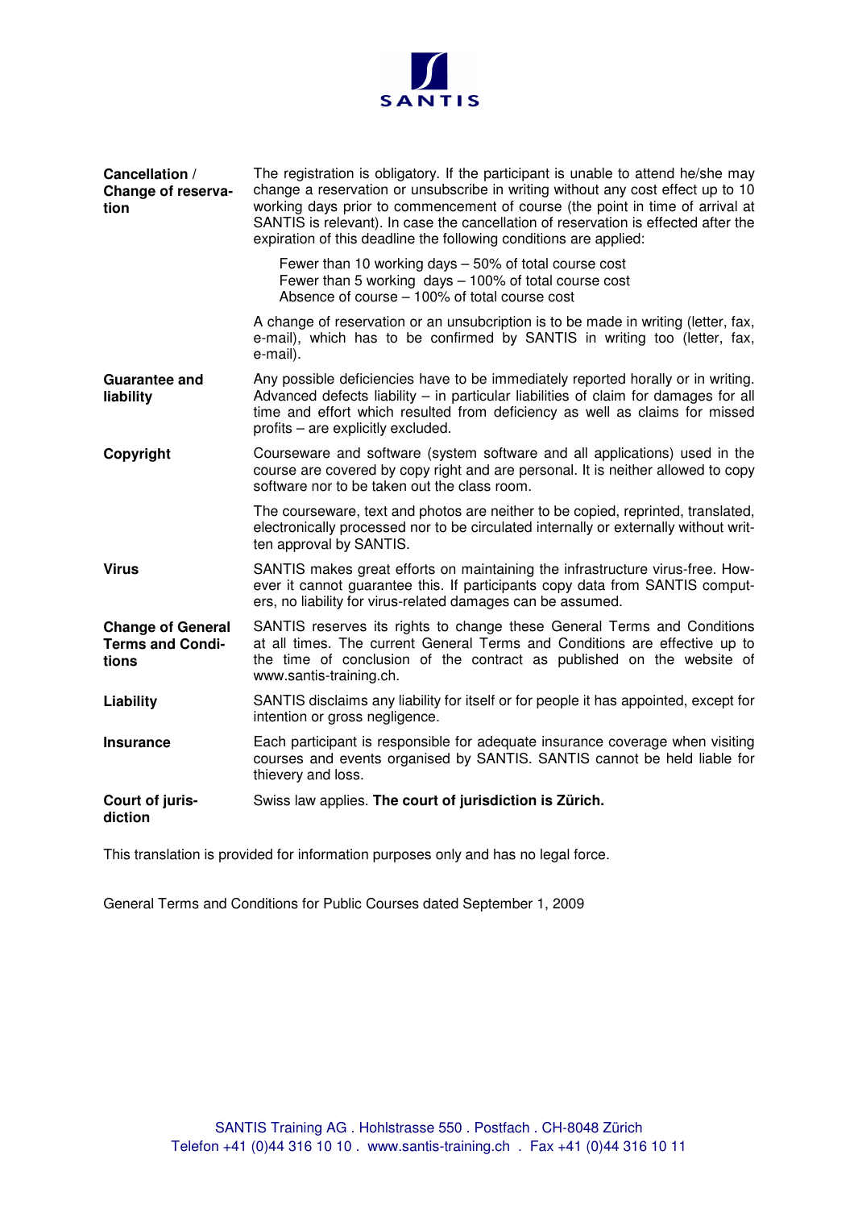SANTIS

**Cancellation / Change of reservation**

The registration is obligatory. If the participant is unable to attend he/she may change a reservation or unsubscribe in writing without any cost effect up to 10 working days prior to commencement of course (the point in time of arrival at SANTIS is relevant). In case the cancellation of reservation is effected after the expiration of this deadline the following conditions are applied:

Fewer than 10 working days – 50% of total course cost
Fewer than 5 working days – 100% of total course cost
Absence of course – 100% of total course cost

A change of reservation or an unsubcription is to be made in writing (letter, fax, e-mail), which has to be confirmed by SANTIS in writing too (letter, fax, e-mail).

**Guarantee and liability**

Any possible deficiencies have to be immediately reported horally or in writing. Advanced defects liability – in particular liabilities of claim for damages for all time and effort which resulted from deficiency as well as claims for missed profits – are explicitly excluded.

**Copyright**

Courseware and software (system software and all applications) used in the course are covered by copy right and are personal. It is neither allowed to copy software nor to be taken out the class room.

The courseware, text and photos are neither to be copied, reprinted, translated, electronically processed nor to be circulated internally or externally without written approval by SANTIS.

**Virus**

SANTIS makes great efforts on maintaining the infrastructure virus-free. However it cannot guarantee this. If participants copy data from SANTIS computers, no liability for virus-related damages can be assumed.

**Change of General Terms and Conditions**

SANTIS reserves its rights to change these General Terms and Conditions at all times. The current General Terms and Conditions are effective up to the time of conclusion of the contract as published on the website of www.santis-training.ch.

**Liability**

SANTIS disclaims any liability for itself or for people it has appointed, except for intention or gross negligence.

**Insurance**

Each participant is responsible for adequate insurance coverage when visiting courses and events organised by SANTIS. SANTIS cannot be held liable for thievery and loss.

**Court of jurisdiction**

Swiss law applies. **The court of jurisdiction is Zürich.**

This translation is provided for information purposes only and has no legal force.

General Terms and Conditions for Public Courses dated September 1, 2009

SANTIS Training AG . Hohlstrasse 550 . Postfach . CH-8048 Zürich
Telefon +41 (0)44 316 10 10 . www.santis-training.ch . Fax +41 (0)44 316 10 11